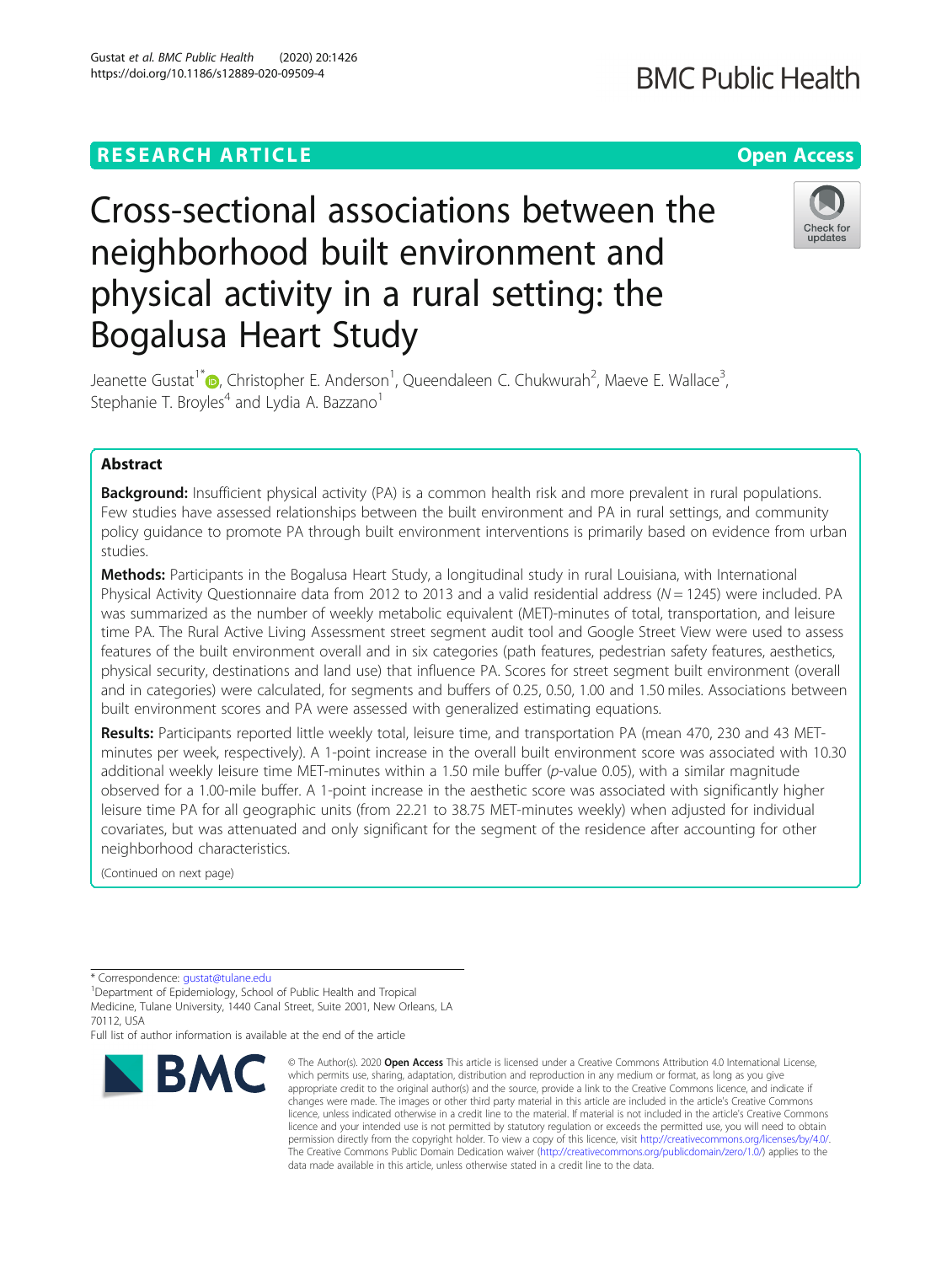RESEARCH ARTICLE

Open Access

# Cross-sectional associations between the neighborhood built environment and physical activity in a rural setting: the Bogalusa Heart Study

Jeanette Gustat[1*], Christopher E. Anderson[1], Queendaleen C. Chukwurah[2], Maeve E. Wallace[3], Stephanie T. Broyles[4] and Lydia A. Bazzano[1]

## Abstract

**Background:** Insufficient physical activity (PA) is a common health risk and more prevalent in rural populations. Few studies have assessed relationships between the built environment and PA in rural settings, and community policy guidance to promote PA through built environment interventions is primarily based on evidence from urban studies.

**Methods:** Participants in the Bogalusa Heart Study, a longitudinal study in rural Louisiana, with International Physical Activity Questionnaire data from 2012 to 2013 and a valid residential address (N = 1245) were included. PA was summarized as the number of weekly metabolic equivalent (MET)-minutes of total, transportation, and leisure time PA. The Rural Active Living Assessment street segment audit tool and Google Street View were used to assess features of the built environment overall and in six categories (path features, pedestrian safety features, aesthetics, physical security, destinations and land use) that influence PA. Scores for street segment built environment (overall and in categories) were calculated, for segments and buffers of 0.25, 0.50, 1.00 and 1.50 miles. Associations between built environment scores and PA were assessed with generalized estimating equations.

**Results:** Participants reported little weekly total, leisure time, and transportation PA (mean 470, 230 and 43 MET-minutes per week, respectively). A 1-point increase in the overall built environment score was associated with 10.30 additional weekly leisure time MET-minutes within a 1.50 mile buffer (*p*-value 0.05), with a similar magnitude observed for a 1.00-mile buffer. A 1-point increase in the aesthetic score was associated with significantly higher leisure time PA for all geographic units (from 22.21 to 38.75 MET-minutes weekly) when adjusted for individual covariates, but was attenuated and only significant for the segment of the residence after accounting for other neighborhood characteristics.

(Continued on next page)

\* Correspondence: gustat@tulane.edu
[1]Department of Epidemiology, School of Public Health and Tropical Medicine, Tulane University, 1440 Canal Street, Suite 2001, New Orleans, LA 70112, USA
Full list of author information is available at the end of the article

© The Author(s). 2020 **Open Access** This article is licensed under a Creative Commons Attribution 4.0 International License, which permits use, sharing, adaptation, distribution and reproduction in any medium or format, as long as you give appropriate credit to the original author(s) and the source, provide a link to the Creative Commons licence, and indicate if changes were made. The images or other third party material in this article are included in the article's Creative Commons licence, unless indicated otherwise in a credit line to the material. If material is not included in the article's Creative Commons licence and your intended use is not permitted by statutory regulation or exceeds the permitted use, you will need to obtain permission directly from the copyright holder. To view a copy of this licence, visit http://creativecommons.org/licenses/by/4.0/. The Creative Commons Public Domain Dedication waiver (http://creativecommons.org/publicdomain/zero/1.0/) applies to the data made available in this article, unless otherwise stated in a credit line to the data.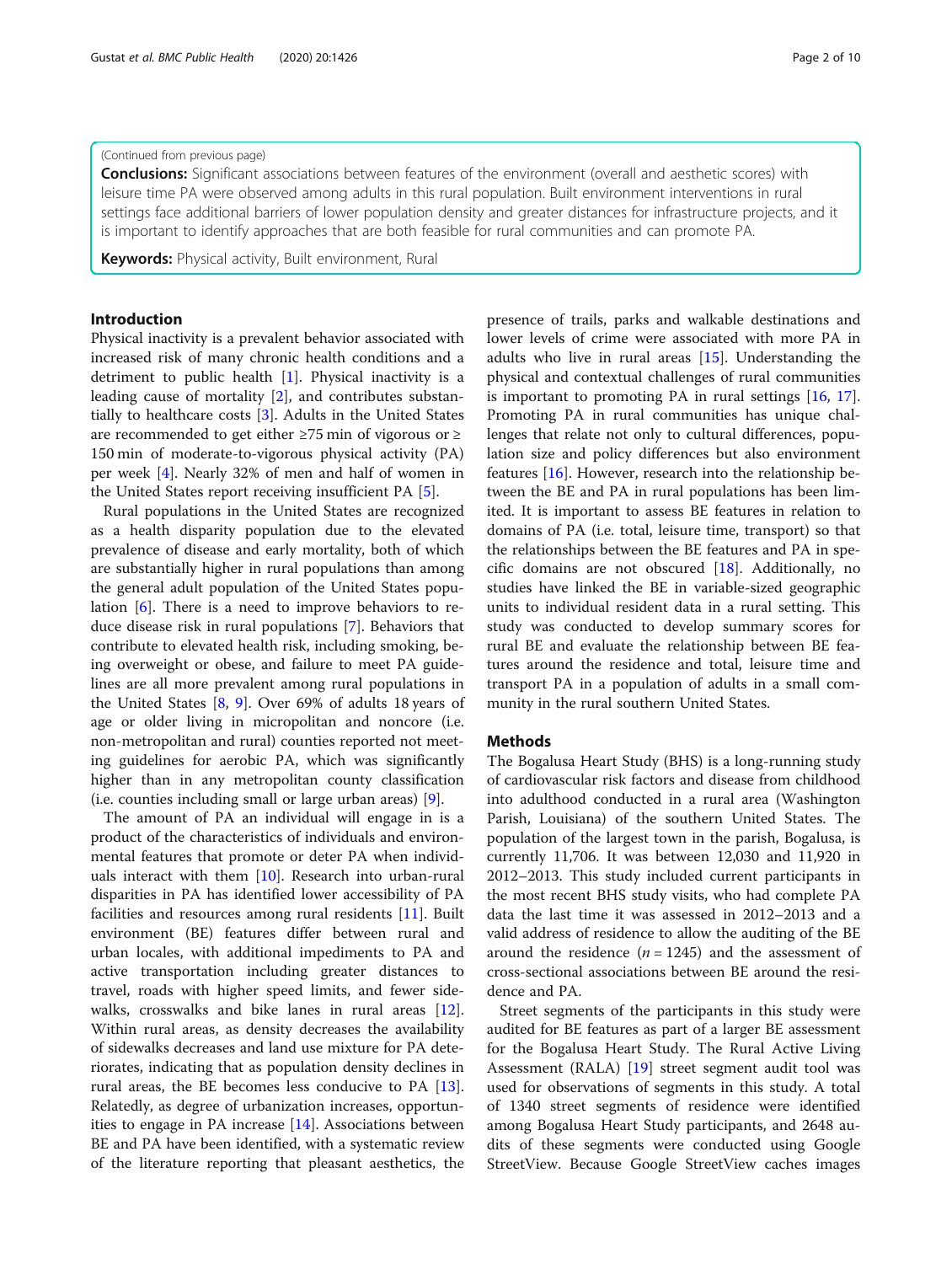(Continued from previous page)

**Conclusions:** Significant associations between features of the environment (overall and aesthetic scores) with leisure time PA were observed among adults in this rural population. Built environment interventions in rural settings face additional barriers of lower population density and greater distances for infrastructure projects, and it is important to identify approaches that are both feasible for rural communities and can promote PA.

**Keywords:** Physical activity, Built environment, Rural

## Introduction

Physical inactivity is a prevalent behavior associated with increased risk of many chronic health conditions and a detriment to public health [1]. Physical inactivity is a leading cause of mortality [2], and contributes substantially to healthcare costs [3]. Adults in the United States are recommended to get either ≥75 min of vigorous or ≥ 150 min of moderate-to-vigorous physical activity (PA) per week [4]. Nearly 32% of men and half of women in the United States report receiving insufficient PA [5].

Rural populations in the United States are recognized as a health disparity population due to the elevated prevalence of disease and early mortality, both of which are substantially higher in rural populations than among the general adult population of the United States population [6]. There is a need to improve behaviors to reduce disease risk in rural populations [7]. Behaviors that contribute to elevated health risk, including smoking, being overweight or obese, and failure to meet PA guidelines are all more prevalent among rural populations in the United States [8, 9]. Over 69% of adults 18 years of age or older living in micropolitan and noncore (i.e. non-metropolitan and rural) counties reported not meeting guidelines for aerobic PA, which was significantly higher than in any metropolitan county classification (i.e. counties including small or large urban areas) [9].

The amount of PA an individual will engage in is a product of the characteristics of individuals and environmental features that promote or deter PA when individuals interact with them [10]. Research into urban-rural disparities in PA has identified lower accessibility of PA facilities and resources among rural residents [11]. Built environment (BE) features differ between rural and urban locales, with additional impediments to PA and active transportation including greater distances to travel, roads with higher speed limits, and fewer sidewalks, crosswalks and bike lanes in rural areas [12]. Within rural areas, as density decreases the availability of sidewalks decreases and land use mixture for PA deteriorates, indicating that as population density declines in rural areas, the BE becomes less conducive to PA [13]. Relatedly, as degree of urbanization increases, opportunities to engage in PA increase [14]. Associations between BE and PA have been identified, with a systematic review of the literature reporting that pleasant aesthetics, the presence of trails, parks and walkable destinations and lower levels of crime were associated with more PA in adults who live in rural areas [15]. Understanding the physical and contextual challenges of rural communities is important to promoting PA in rural settings [16, 17]. Promoting PA in rural communities has unique challenges that relate not only to cultural differences, population size and policy differences but also environment features [16]. However, research into the relationship between the BE and PA in rural populations has been limited. It is important to assess BE features in relation to domains of PA (i.e. total, leisure time, transport) so that the relationships between the BE features and PA in specific domains are not obscured [18]. Additionally, no studies have linked the BE in variable-sized geographic units to individual resident data in a rural setting. This study was conducted to develop summary scores for rural BE and evaluate the relationship between BE features around the residence and total, leisure time and transport PA in a population of adults in a small community in the rural southern United States.

## Methods

The Bogalusa Heart Study (BHS) is a long-running study of cardiovascular risk factors and disease from childhood into adulthood conducted in a rural area (Washington Parish, Louisiana) of the southern United States. The population of the largest town in the parish, Bogalusa, is currently 11,706. It was between 12,030 and 11,920 in 2012–2013. This study included current participants in the most recent BHS study visits, who had complete PA data the last time it was assessed in 2012–2013 and a valid address of residence to allow the auditing of the BE around the residence ($n = 1245$) and the assessment of cross-sectional associations between BE around the residence and PA.

Street segments of the participants in this study were audited for BE features as part of a larger BE assessment for the Bogalusa Heart Study. The Rural Active Living Assessment (RALA) [19] street segment audit tool was used for observations of segments in this study. A total of 1340 street segments of residence were identified among Bogalusa Heart Study participants, and 2648 audits of these segments were conducted using Google StreetView. Because Google StreetView caches images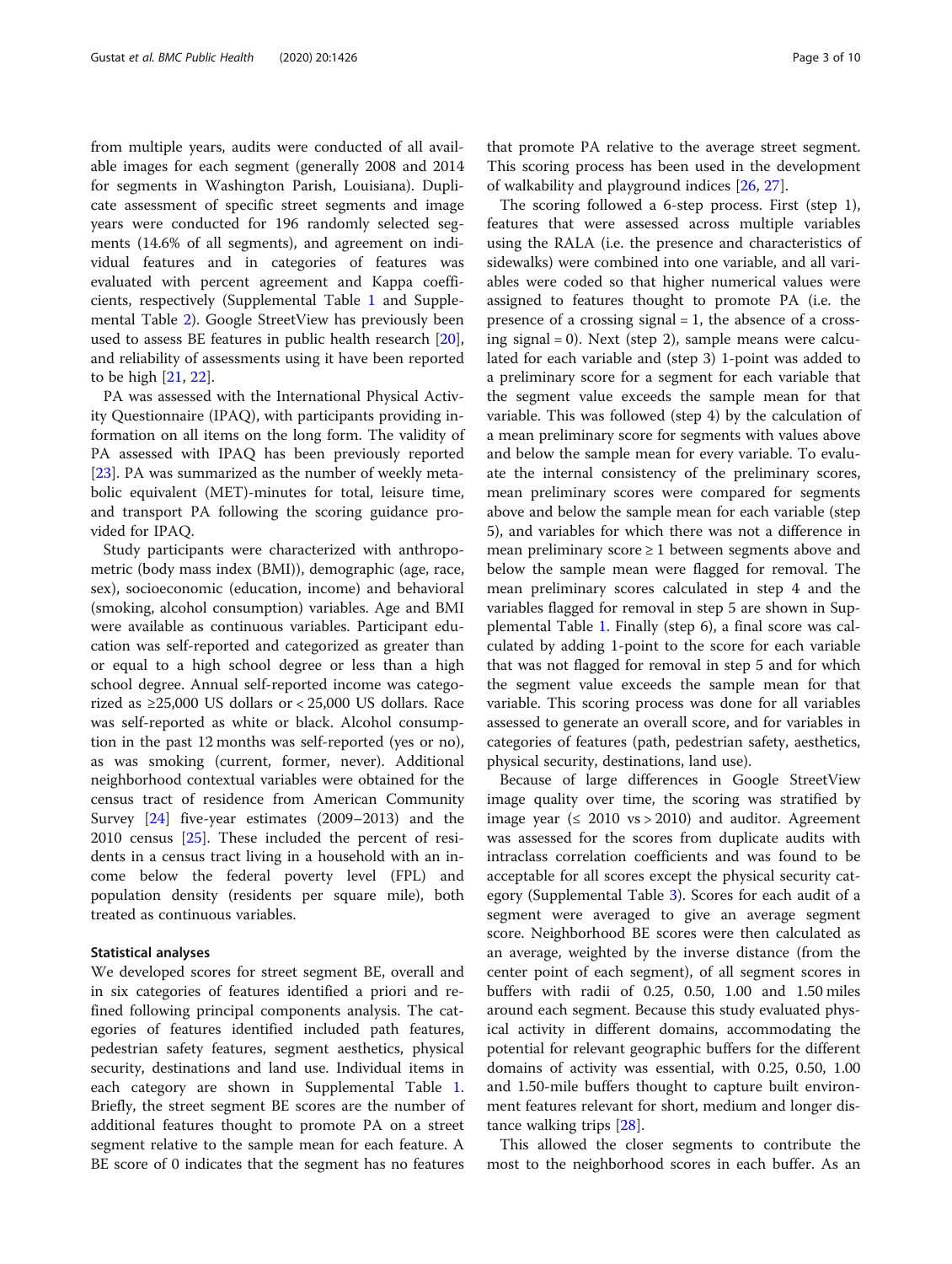from multiple years, audits were conducted of all available images for each segment (generally 2008 and 2014 for segments in Washington Parish, Louisiana). Duplicate assessment of specific street segments and image years were conducted for 196 randomly selected segments (14.6% of all segments), and agreement on individual features and in categories of features was evaluated with percent agreement and Kappa coefficients, respectively (Supplemental Table 1 and Supplemental Table 2). Google StreetView has previously been used to assess BE features in public health research [20], and reliability of assessments using it have been reported to be high [21, 22].

PA was assessed with the International Physical Activity Questionnaire (IPAQ), with participants providing information on all items on the long form. The validity of PA assessed with IPAQ has been previously reported [23]. PA was summarized as the number of weekly metabolic equivalent (MET)-minutes for total, leisure time, and transport PA following the scoring guidance provided for IPAQ.

Study participants were characterized with anthropometric (body mass index (BMI)), demographic (age, race, sex), socioeconomic (education, income) and behavioral (smoking, alcohol consumption) variables. Age and BMI were available as continuous variables. Participant education was self-reported and categorized as greater than or equal to a high school degree or less than a high school degree. Annual self-reported income was categorized as ≥25,000 US dollars or < 25,000 US dollars. Race was self-reported as white or black. Alcohol consumption in the past 12 months was self-reported (yes or no), as was smoking (current, former, never). Additional neighborhood contextual variables were obtained for the census tract of residence from American Community Survey [24] five-year estimates (2009–2013) and the 2010 census [25]. These included the percent of residents in a census tract living in a household with an income below the federal poverty level (FPL) and population density (residents per square mile), both treated as continuous variables.

### Statistical analyses

We developed scores for street segment BE, overall and in six categories of features identified a priori and refined following principal components analysis. The categories of features identified included path features, pedestrian safety features, segment aesthetics, physical security, destinations and land use. Individual items in each category are shown in Supplemental Table 1. Briefly, the street segment BE scores are the number of additional features thought to promote PA on a street segment relative to the sample mean for each feature. A BE score of 0 indicates that the segment has no features that promote PA relative to the average street segment. This scoring process has been used in the development of walkability and playground indices [26, 27].

The scoring followed a 6-step process. First (step 1), features that were assessed across multiple variables using the RALA (i.e. the presence and characteristics of sidewalks) were combined into one variable, and all variables were coded so that higher numerical values were assigned to features thought to promote PA (i.e. the presence of a crossing signal = 1, the absence of a crossing signal = 0). Next (step 2), sample means were calculated for each variable and (step 3) 1-point was added to a preliminary score for a segment for each variable that the segment value exceeds the sample mean for that variable. This was followed (step 4) by the calculation of a mean preliminary score for segments with values above and below the sample mean for every variable. To evaluate the internal consistency of the preliminary scores, mean preliminary scores were compared for segments above and below the sample mean for each variable (step 5), and variables for which there was not a difference in mean preliminary score ≥ 1 between segments above and below the sample mean were flagged for removal. The mean preliminary scores calculated in step 4 and the variables flagged for removal in step 5 are shown in Supplemental Table 1. Finally (step 6), a final score was calculated by adding 1-point to the score for each variable that was not flagged for removal in step 5 and for which the segment value exceeds the sample mean for that variable. This scoring process was done for all variables assessed to generate an overall score, and for variables in categories of features (path, pedestrian safety, aesthetics, physical security, destinations, land use).

Because of large differences in Google StreetView image quality over time, the scoring was stratified by image year (≤ 2010 vs > 2010) and auditor. Agreement was assessed for the scores from duplicate audits with intraclass correlation coefficients and was found to be acceptable for all scores except the physical security category (Supplemental Table 3). Scores for each audit of a segment were averaged to give an average segment score. Neighborhood BE scores were then calculated as an average, weighted by the inverse distance (from the center point of each segment), of all segment scores in buffers with radii of 0.25, 0.50, 1.00 and 1.50 miles around each segment. Because this study evaluated physical activity in different domains, accommodating the potential for relevant geographic buffers for the different domains of activity was essential, with 0.25, 0.50, 1.00 and 1.50-mile buffers thought to capture built environment features relevant for short, medium and longer distance walking trips [28].

This allowed the closer segments to contribute the most to the neighborhood scores in each buffer. As an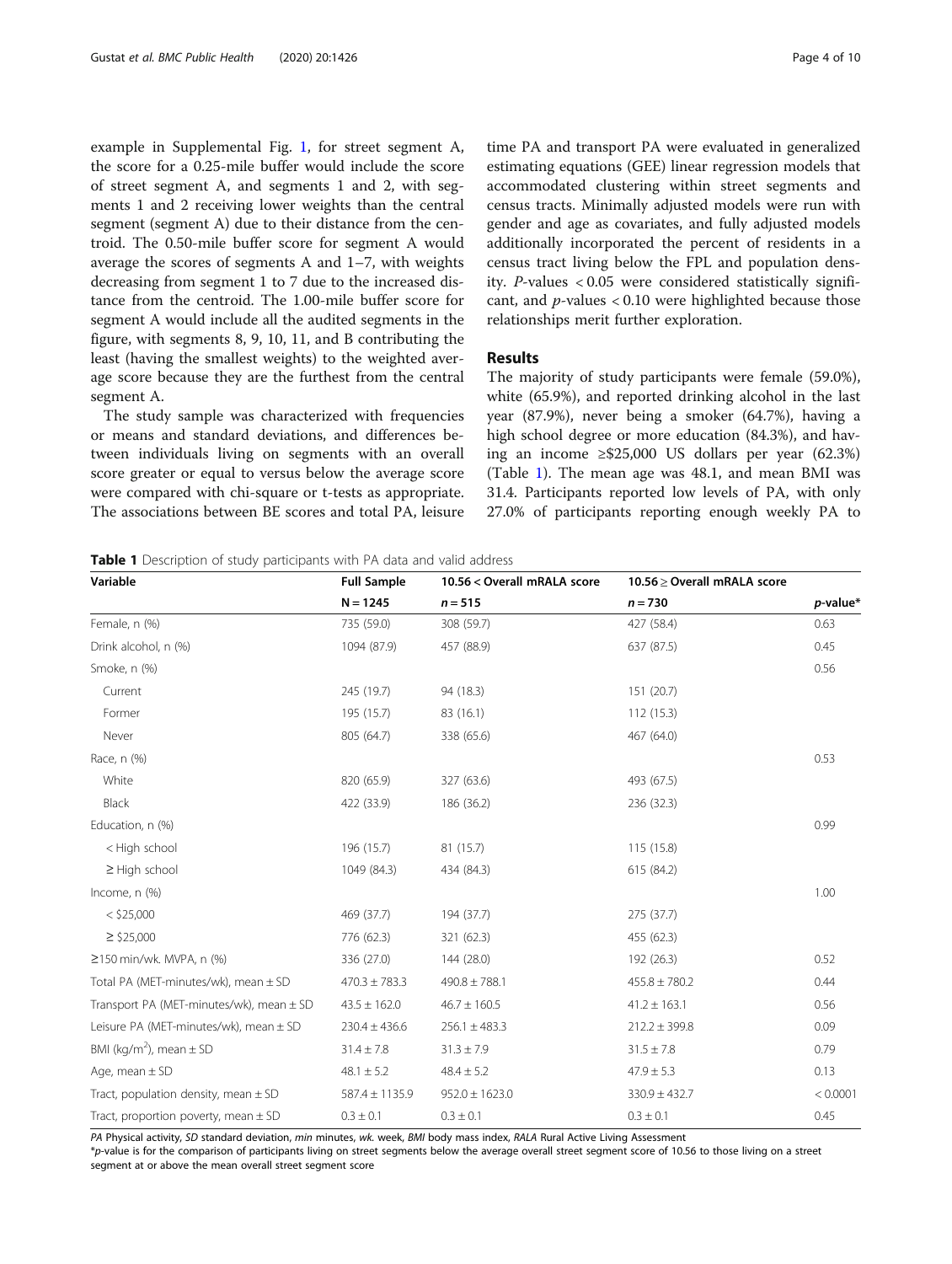example in Supplemental Fig. 1, for street segment A, the score for a 0.25-mile buffer would include the score of street segment A, and segments 1 and 2, with segments 1 and 2 receiving lower weights than the central segment (segment A) due to their distance from the centroid. The 0.50-mile buffer score for segment A would average the scores of segments A and 1–7, with weights decreasing from segment 1 to 7 due to the increased distance from the centroid. The 1.00-mile buffer score for segment A would include all the audited segments in the figure, with segments 8, 9, 10, 11, and B contributing the least (having the smallest weights) to the weighted average score because they are the furthest from the central segment A.

The study sample was characterized with frequencies or means and standard deviations, and differences between individuals living on segments with an overall score greater or equal to versus below the average score were compared with chi-square or t-tests as appropriate. The associations between BE scores and total PA, leisure time PA and transport PA were evaluated in generalized estimating equations (GEE) linear regression models that accommodated clustering within street segments and census tracts. Minimally adjusted models were run with gender and age as covariates, and fully adjusted models additionally incorporated the percent of residents in a census tract living below the FPL and population density. *P*-values $< 0.05$ were considered statistically significant, and *p*-values $< 0.10$ were highlighted because those relationships merit further exploration.

## Results

The majority of study participants were female (59.0%), white (65.9%), and reported drinking alcohol in the last year (87.9%), never being a smoker (64.7%), having a high school degree or more education (84.3%), and having an income ≥\$25,000 US dollars per year (62.3%) (Table 1). The mean age was 48.1, and mean BMI was 31.4. Participants reported low levels of PA, with only 27.0% of participants reporting enough weekly PA to

**Table 1** Description of study participants with PA data and valid address

| Variable | Full Sample | 10.56 < Overall mRALA score | 10.56 ≥ Overall mRALA score | |
|---|---|---|---|---|
| | N = 1245 | *n* = 515 | *n* = 730 | *p*-value* |
| Female, n (%) | 735 (59.0) | 308 (59.7) | 427 (58.4) | 0.63 |
| Drink alcohol, n (%) | 1094 (87.9) | 457 (88.9) | 637 (87.5) | 0.45 |
| Smoke, n (%) | | | | 0.56 |
| Current | 245 (19.7) | 94 (18.3) | 151 (20.7) | |
| Former | 195 (15.7) | 83 (16.1) | 112 (15.3) | |
| Never | 805 (64.7) | 338 (65.6) | 467 (64.0) | |
| Race, n (%) | | | | 0.53 |
| White | 820 (65.9) | 327 (63.6) | 493 (67.5) | |
| Black | 422 (33.9) | 186 (36.2) | 236 (32.3) | |
| Education, n (%) | | | | 0.99 |
| < High school | 196 (15.7) | 81 (15.7) | 115 (15.8) | |
| ≥ High school | 1049 (84.3) | 434 (84.3) | 615 (84.2) | |
| Income, n (%) | | | | 1.00 |
| < \$25,000 | 469 (37.7) | 194 (37.7) | 275 (37.7) | |
| ≥ \$25,000 | 776 (62.3) | 321 (62.3) | 455 (62.3) | |
| ≥150 min/wk. MVPA, n (%) | 336 (27.0) | 144 (28.0) | 192 (26.3) | 0.52 |
| Total PA (MET-minutes/wk), mean ± SD | 470.3 ± 783.3 | 490.8 ± 788.1 | 455.8 ± 780.2 | 0.44 |
| Transport PA (MET-minutes/wk), mean ± SD | 43.5 ± 162.0 | 46.7 ± 160.5 | 41.2 ± 163.1 | 0.56 |
| Leisure PA (MET-minutes/wk), mean ± SD | 230.4 ± 436.6 | 256.1 ± 483.3 | 212.2 ± 399.8 | 0.09 |
| BMI (kg/m$^2$), mean ± SD | 31.4 ± 7.8 | 31.3 ± 7.9 | 31.5 ± 7.8 | 0.79 |
| Age, mean ± SD | 48.1 ± 5.2 | 48.4 ± 5.2 | 47.9 ± 5.3 | 0.13 |
| Tract, population density, mean ± SD | 587.4 ± 1135.9 | 952.0 ± 1623.0 | 330.9 ± 432.7 | < 0.0001 |
| Tract, proportion poverty, mean ± SD | 0.3 ± 0.1 | 0.3 ± 0.1 | 0.3 ± 0.1 | 0.45 |

*PA* Physical activity, *SD* standard deviation, *min* minutes, *wk.* week, *BMI* body mass index, *RALA* Rural Active Living Assessment

\**p*-value is for the comparison of participants living on street segments below the average overall street segment score of 10.56 to those living on a street segment at or above the mean overall street segment score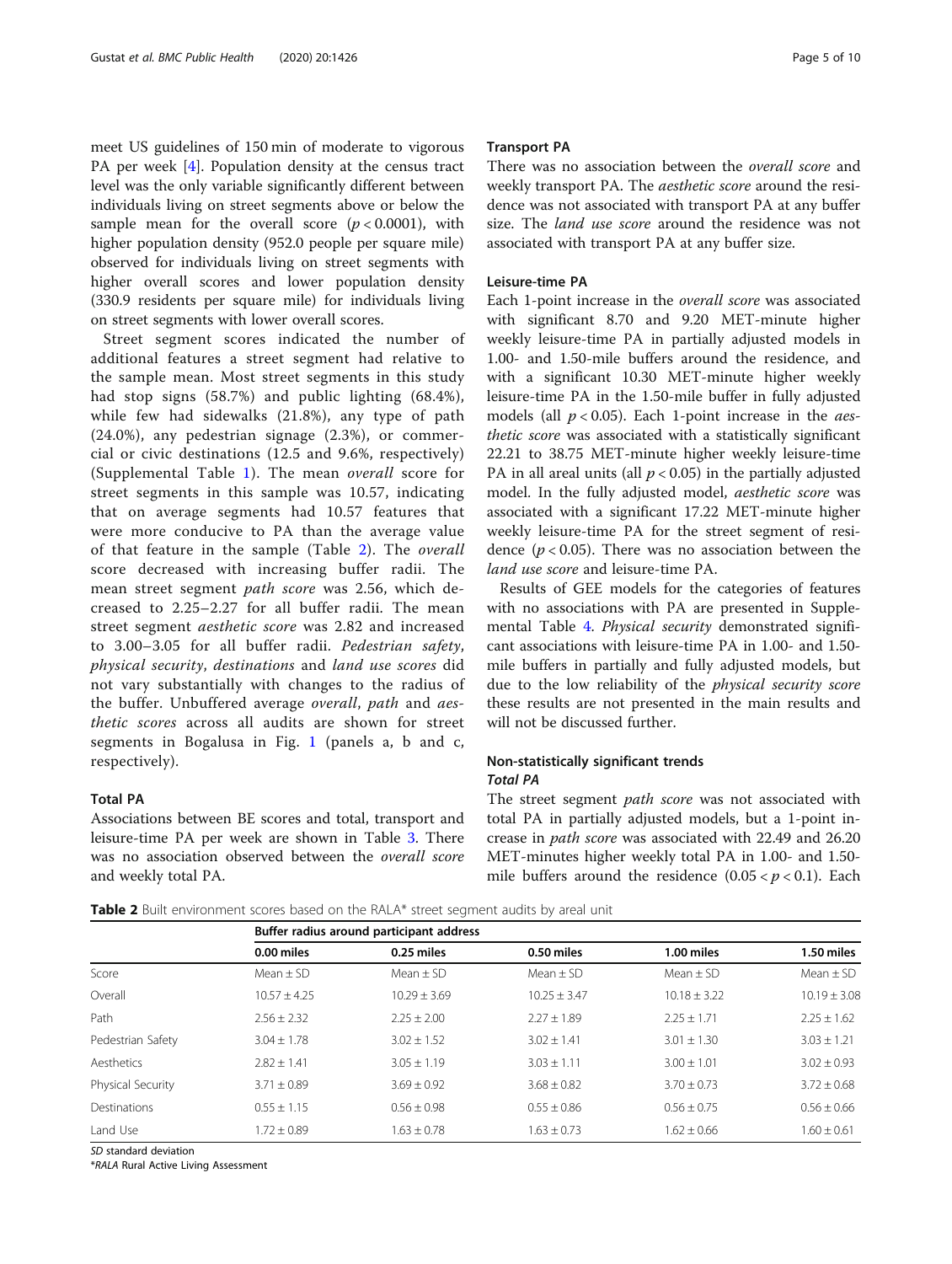meet US guidelines of 150 min of moderate to vigorous PA per week [4]. Population density at the census tract level was the only variable significantly different between individuals living on street segments above or below the sample mean for the overall score ($p < 0.0001$), with higher population density (952.0 people per square mile) observed for individuals living on street segments with higher overall scores and lower population density (330.9 residents per square mile) for individuals living on street segments with lower overall scores.

Street segment scores indicated the number of additional features a street segment had relative to the sample mean. Most street segments in this study had stop signs (58.7%) and public lighting (68.4%), while few had sidewalks (21.8%), any type of path (24.0%), any pedestrian signage (2.3%), or commercial or civic destinations (12.5 and 9.6%, respectively) (Supplemental Table 1). The mean *overall* score for street segments in this sample was 10.57, indicating that on average segments had 10.57 features that were more conducive to PA than the average value of that feature in the sample (Table 2). The *overall* score decreased with increasing buffer radii. The mean street segment *path score* was 2.56, which decreased to 2.25–2.27 for all buffer radii. The mean street segment *aesthetic score* was 2.82 and increased to 3.00–3.05 for all buffer radii. *Pedestrian safety*, *physical security*, *destinations* and *land use scores* did not vary substantially with changes to the radius of the buffer. Unbuffered average *overall*, *path* and *aesthetic scores* across all audits are shown for street segments in Bogalusa in Fig. 1 (panels a, b and c, respectively).

### Total PA

Associations between BE scores and total, transport and leisure-time PA per week are shown in Table 3. There was no association observed between the *overall score* and weekly total PA.

### Transport PA

There was no association between the *overall score* and weekly transport PA. The *aesthetic score* around the residence was not associated with transport PA at any buffer size. The *land use score* around the residence was not associated with transport PA at any buffer size.

### Leisure-time PA

Each 1-point increase in the *overall score* was associated with significant 8.70 and 9.20 MET-minute higher weekly leisure-time PA in partially adjusted models in 1.00- and 1.50-mile buffers around the residence, and with a significant 10.30 MET-minute higher weekly leisure-time PA in the 1.50-mile buffer in fully adjusted models (all $p < 0.05$). Each 1-point increase in the *aesthetic score* was associated with a statistically significant 22.21 to 38.75 MET-minute higher weekly leisure-time PA in all areal units (all $p < 0.05$) in the partially adjusted model. In the fully adjusted model, *aesthetic score* was associated with a significant 17.22 MET-minute higher weekly leisure-time PA for the street segment of residence ($p < 0.05$). There was no association between the *land use score* and leisure-time PA.

Results of GEE models for the categories of features with no associations with PA are presented in Supplemental Table 4. *Physical security* demonstrated significant associations with leisure-time PA in 1.00- and 1.50-mile buffers in partially and fully adjusted models, but due to the low reliability of the *physical security score* these results are not presented in the main results and will not be discussed further.

## Non-statistically significant trends

### Total PA

The street segment *path score* was not associated with total PA in partially adjusted models, but a 1-point increase in *path score* was associated with 22.49 and 26.20 MET-minutes higher weekly total PA in 1.00- and 1.50-mile buffers around the residence ($0.05 < p < 0.1$). Each

**Table 2** Built environment scores based on the RALA* street segment audits by areal unit

| | Buffer radius around participant address | | | | |
|---|---|---|---|---|---|
| | 0.00 miles | 0.25 miles | 0.50 miles | 1.00 miles | 1.50 miles |
| Score | Mean ± SD | Mean ± SD | Mean ± SD | Mean ± SD | Mean ± SD |
| Overall | 10.57 ± 4.25 | 10.29 ± 3.69 | 10.25 ± 3.47 | 10.18 ± 3.22 | 10.19 ± 3.08 |
| Path | 2.56 ± 2.32 | 2.25 ± 2.00 | 2.27 ± 1.89 | 2.25 ± 1.71 | 2.25 ± 1.62 |
| Pedestrian Safety | 3.04 ± 1.78 | 3.02 ± 1.52 | 3.02 ± 1.41 | 3.01 ± 1.30 | 3.03 ± 1.21 |
| Aesthetics | 2.82 ± 1.41 | 3.05 ± 1.19 | 3.03 ± 1.11 | 3.00 ± 1.01 | 3.02 ± 0.93 |
| Physical Security | 3.71 ± 0.89 | 3.69 ± 0.92 | 3.68 ± 0.82 | 3.70 ± 0.73 | 3.72 ± 0.68 |
| Destinations | 0.55 ± 1.15 | 0.56 ± 0.98 | 0.55 ± 0.86 | 0.56 ± 0.75 | 0.56 ± 0.66 |
| Land Use | 1.72 ± 0.89 | 1.63 ± 0.78 | 1.63 ± 0.73 | 1.62 ± 0.66 | 1.60 ± 0.61 |

*SD* standard deviation

**RALA* Rural Active Living Assessment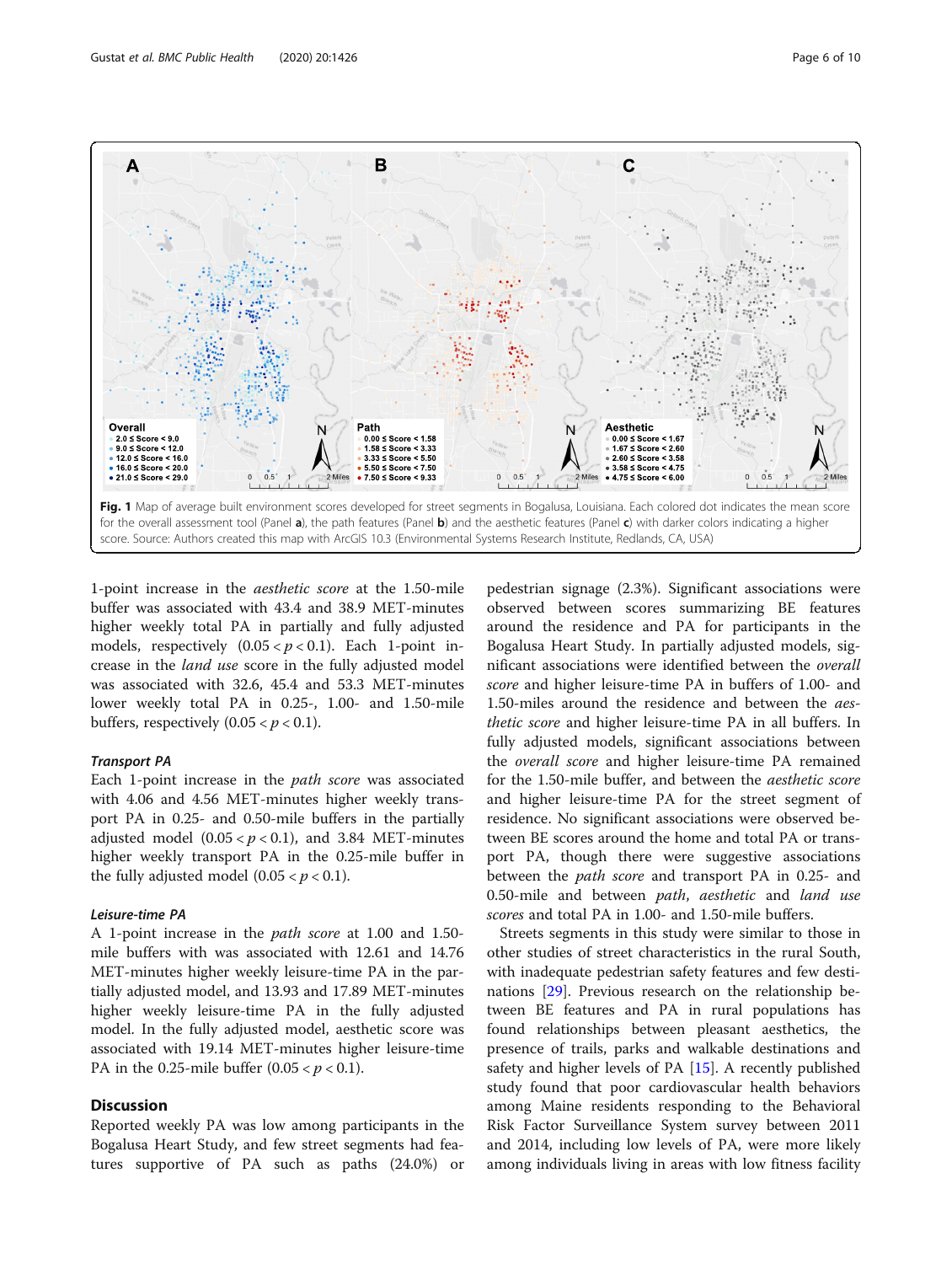Fig. 1 Map of average built environment scores developed for street segments in Bogalusa, Louisiana. Each colored dot indicates the mean score for the overall assessment tool (Panel **a**), the path features (Panel **b**) and the aesthetic features (Panel **c**) with darker colors indicating a higher score. Source: Authors created this map with ArcGIS 10.3 (Environmental Systems Research Institute, Redlands, CA, USA)

1-point increase in the *aesthetic score* at the 1.50-mile buffer was associated with 43.4 and 38.9 MET-minutes higher weekly total PA in partially and fully adjusted models, respectively ($0.05 < p < 0.1$). Each 1-point increase in the *land use* score in the fully adjusted model was associated with 32.6, 45.4 and 53.3 MET-minutes lower weekly total PA in 0.25-, 1.00- and 1.50-mile buffers, respectively ($0.05 < p < 0.1$).

#### Transport PA

Each 1-point increase in the *path score* was associated with 4.06 and 4.56 MET-minutes higher weekly transport PA in 0.25- and 0.50-mile buffers in the partially adjusted model ($0.05 < p < 0.1$), and 3.84 MET-minutes higher weekly transport PA in the 0.25-mile buffer in the fully adjusted model ($0.05 < p < 0.1$).

#### Leisure-time PA

A 1-point increase in the *path score* at 1.00 and 1.50-mile buffers with was associated with 12.61 and 14.76 MET-minutes higher weekly leisure-time PA in the partially adjusted model, and 13.93 and 17.89 MET-minutes higher weekly leisure-time PA in the fully adjusted model. In the fully adjusted model, aesthetic score was associated with 19.14 MET-minutes higher leisure-time PA in the 0.25-mile buffer ($0.05 < p < 0.1$).

## Discussion

Reported weekly PA was low among participants in the Bogalusa Heart Study, and few street segments had features supportive of PA such as paths (24.0%) or pedestrian signage (2.3%). Significant associations were observed between scores summarizing BE features around the residence and PA for participants in the Bogalusa Heart Study. In partially adjusted models, significant associations were identified between the *overall score* and higher leisure-time PA in buffers of 1.00- and 1.50-miles around the residence and between the *aesthetic score* and higher leisure-time PA in all buffers. In fully adjusted models, significant associations between the *overall score* and higher leisure-time PA remained for the 1.50-mile buffer, and between the *aesthetic score* and higher leisure-time PA for the street segment of residence. No significant associations were observed between BE scores around the home and total PA or transport PA, though there were suggestive associations between the *path score* and transport PA in 0.25- and 0.50-mile and between *path*, *aesthetic* and *land use scores* and total PA in 1.00- and 1.50-mile buffers.

Streets segments in this study were similar to those in other studies of street characteristics in the rural South, with inadequate pedestrian safety features and few destinations [29]. Previous research on the relationship between BE features and PA in rural populations has found relationships between pleasant aesthetics, the presence of trails, parks and walkable destinations and safety and higher levels of PA [15]. A recently published study found that poor cardiovascular health behaviors among Maine residents responding to the Behavioral Risk Factor Surveillance System survey between 2011 and 2014, including low levels of PA, were more likely among individuals living in areas with low fitness facility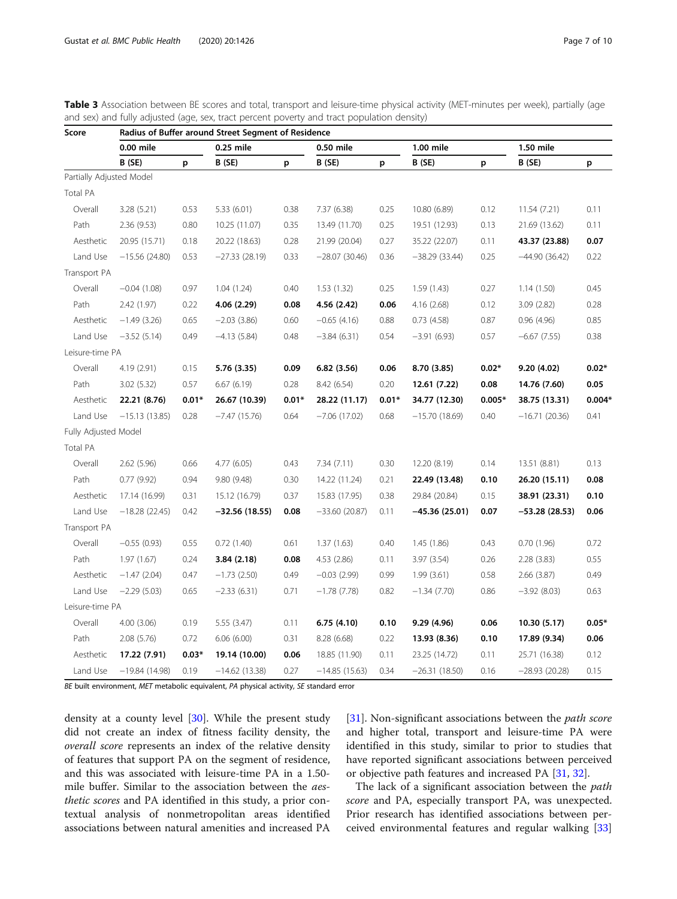**Table 3** Association between BE scores and total, transport and leisure-time physical activity (MET-minutes per week), partially (age and sex) and fully adjusted (age, sex, tract percent poverty and tract population density)

| Score | Radius of Buffer around Street Segment of Residence | | | | | | | | | |
|---|---|---|---|---|---|---|---|---|---|---|
| | 0.00 mile | | 0.25 mile | | 0.50 mile | | 1.00 mile | | 1.50 mile | |
| | B (SE) | p | B (SE) | p | B (SE) | p | B (SE) | p | B (SE) | p |
| Partially Adjusted Model | | | | | | | | | | |
| Total PA | | | | | | | | | | |
| Overall | 3.28 (5.21) | 0.53 | 5.33 (6.01) | 0.38 | 7.37 (6.38) | 0.25 | 10.80 (6.89) | 0.12 | 11.54 (7.21) | 0.11 |
| Path | 2.36 (9.53) | 0.80 | 10.25 (11.07) | 0.35 | 13.49 (11.70) | 0.25 | 19.51 (12.93) | 0.13 | 21.69 (13.62) | 0.11 |
| Aesthetic | 20.95 (15.71) | 0.18 | 20.22 (18.63) | 0.28 | 21.99 (20.04) | 0.27 | 35.22 (22.07) | 0.11 | **43.37 (23.88)** | **0.07** |
| Land Use | −15.56 (24.80) | 0.53 | −27.33 (28.19) | 0.33 | −28.07 (30.46) | 0.36 | −38.29 (33.44) | 0.25 | −44.90 (36.42) | 0.22 |
| Transport PA | | | | | | | | | | |
| Overall | −0.04 (1.08) | 0.97 | 1.04 (1.24) | 0.40 | 1.53 (1.32) | 0.25 | 1.59 (1.43) | 0.27 | 1.14 (1.50) | 0.45 |
| Path | 2.42 (1.97) | 0.22 | **4.06 (2.29)** | **0.08** | **4.56 (2.42)** | **0.06** | 4.16 (2.68) | 0.12 | 3.09 (2.82) | 0.28 |
| Aesthetic | −1.49 (3.26) | 0.65 | −2.03 (3.86) | 0.60 | −0.65 (4.16) | 0.88 | 0.73 (4.58) | 0.87 | 0.96 (4.96) | 0.85 |
| Land Use | −3.52 (5.14) | 0.49 | −4.13 (5.84) | 0.48 | −3.84 (6.31) | 0.54 | −3.91 (6.93) | 0.57 | −6.67 (7.55) | 0.38 |
| Leisure-time PA | | | | | | | | | | |
| Overall | 4.19 (2.91) | 0.15 | **5.76 (3.35)** | **0.09** | **6.82 (3.56)** | **0.06** | **8.70 (3.85)** | **0.02*** | **9.20 (4.02)** | **0.02*** |
| Path | 3.02 (5.32) | 0.57 | 6.67 (6.19) | 0.28 | 8.42 (6.54) | 0.20 | **12.61 (7.22)** | **0.08** | **14.76 (7.60)** | **0.05** |
| Aesthetic | **22.21 (8.76)** | **0.01*** | **26.67 (10.39)** | **0.01*** | **28.22 (11.17)** | **0.01*** | **34.77 (12.30)** | **0.005*** | **38.75 (13.31)** | **0.004*** |
| Land Use | −15.13 (13.85) | 0.28 | −7.47 (15.76) | 0.64 | −7.06 (17.02) | 0.68 | −15.70 (18.69) | 0.40 | −16.71 (20.36) | 0.41 |
| Fully Adjusted Model | | | | | | | | | | |
| Total PA | | | | | | | | | | |
| Overall | 2.62 (5.96) | 0.66 | 4.77 (6.05) | 0.43 | 7.34 (7.11) | 0.30 | 12.20 (8.19) | 0.14 | 13.51 (8.81) | 0.13 |
| Path | 0.77 (9.92) | 0.94 | 9.80 (9.48) | 0.30 | 14.22 (11.24) | 0.21 | **22.49 (13.48)** | **0.10** | **26.20 (15.11)** | **0.08** |
| Aesthetic | 17.14 (16.99) | 0.31 | 15.12 (16.79) | 0.37 | 15.83 (17.95) | 0.38 | 29.84 (20.84) | 0.15 | **38.91 (23.31)** | **0.10** |
| Land Use | −18.28 (22.45) | 0.42 | **−32.56 (18.55)** | **0.08** | −33.60 (20.87) | 0.11 | **−45.36 (25.01)** | **0.07** | **−53.28 (28.53)** | **0.06** |
| Transport PA | | | | | | | | | | |
| Overall | −0.55 (0.93) | 0.55 | 0.72 (1.40) | 0.61 | 1.37 (1.63) | 0.40 | 1.45 (1.86) | 0.43 | 0.70 (1.96) | 0.72 |
| Path | 1.97 (1.67) | 0.24 | **3.84 (2.18)** | **0.08** | 4.53 (2.86) | 0.11 | 3.97 (3.54) | 0.26 | 2.28 (3.83) | 0.55 |
| Aesthetic | −1.47 (2.04) | 0.47 | −1.73 (2.50) | 0.49 | −0.03 (2.99) | 0.99 | 1.99 (3.61) | 0.58 | 2.66 (3.87) | 0.49 |
| Land Use | −2.29 (5.03) | 0.65 | −2.33 (6.31) | 0.71 | −1.78 (7.78) | 0.82 | −1.34 (7.70) | 0.86 | −3.92 (8.03) | 0.63 |
| Leisure-time PA | | | | | | | | | | |
| Overall | 4.00 (3.06) | 0.19 | 5.55 (3.47) | 0.11 | **6.75 (4.10)** | **0.10** | **9.29 (4.96)** | **0.06** | **10.30 (5.17)** | **0.05*** |
| Path | 2.08 (5.76) | 0.72 | 6.06 (6.00) | 0.31 | 8.28 (6.68) | 0.22 | **13.93 (8.36)** | **0.10** | **17.89 (9.34)** | **0.06** |
| Aesthetic | **17.22 (7.91)** | **0.03*** | **19.14 (10.00)** | **0.06** | 18.85 (11.90) | 0.11 | 23.25 (14.72) | 0.11 | 25.71 (16.38) | 0.12 |
| Land Use | −19.84 (14.98) | 0.19 | −14.62 (13.38) | 0.27 | −14.85 (15.63) | 0.34 | −26.31 (18.50) | 0.16 | −28.93 (20.28) | 0.15 |

*BE* built environment, *MET* metabolic equivalent, *PA* physical activity, *SE* standard error

density at a county level [30]. While the present study did not create an index of fitness facility density, the *overall score* represents an index of the relative density of features that support PA on the segment of residence, and this was associated with leisure-time PA in a 1.50-mile buffer. Similar to the association between the *aesthetic scores* and PA identified in this study, a prior contextual analysis of nonmetropolitan areas identified associations between natural amenities and increased PA [31]. Non-significant associations between the *path score* and higher total, transport and leisure-time PA were identified in this study, similar to prior to studies that have reported significant associations between perceived or objective path features and increased PA [31, 32].

The lack of a significant association between the *path score* and PA, especially transport PA, was unexpected. Prior research has identified associations between perceived environmental features and regular walking [33]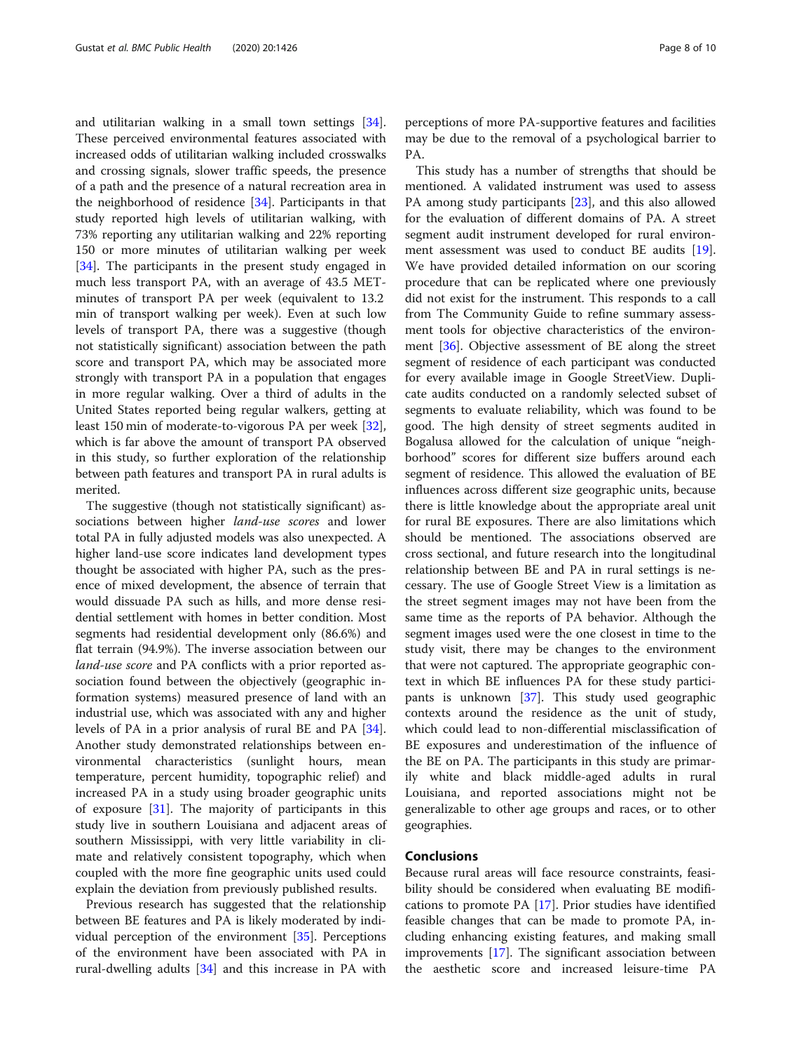and utilitarian walking in a small town settings [34]. These perceived environmental features associated with increased odds of utilitarian walking included crosswalks and crossing signals, slower traffic speeds, the presence of a path and the presence of a natural recreation area in the neighborhood of residence [34]. Participants in that study reported high levels of utilitarian walking, with 73% reporting any utilitarian walking and 22% reporting 150 or more minutes of utilitarian walking per week [34]. The participants in the present study engaged in much less transport PA, with an average of 43.5 MET-minutes of transport PA per week (equivalent to 13.2 min of transport walking per week). Even at such low levels of transport PA, there was a suggestive (though not statistically significant) association between the path score and transport PA, which may be associated more strongly with transport PA in a population that engages in more regular walking. Over a third of adults in the United States reported being regular walkers, getting at least 150 min of moderate-to-vigorous PA per week [32], which is far above the amount of transport PA observed in this study, so further exploration of the relationship between path features and transport PA in rural adults is merited.

The suggestive (though not statistically significant) associations between higher *land-use scores* and lower total PA in fully adjusted models was also unexpected. A higher land-use score indicates land development types thought be associated with higher PA, such as the presence of mixed development, the absence of terrain that would dissuade PA such as hills, and more dense residential settlement with homes in better condition. Most segments had residential development only (86.6%) and flat terrain (94.9%). The inverse association between our *land-use score* and PA conflicts with a prior reported association found between the objectively (geographic information systems) measured presence of land with an industrial use, which was associated with any and higher levels of PA in a prior analysis of rural BE and PA [34]. Another study demonstrated relationships between environmental characteristics (sunlight hours, mean temperature, percent humidity, topographic relief) and increased PA in a study using broader geographic units of exposure [31]. The majority of participants in this study live in southern Louisiana and adjacent areas of southern Mississippi, with very little variability in climate and relatively consistent topography, which when coupled with the more fine geographic units used could explain the deviation from previously published results.

Previous research has suggested that the relationship between BE features and PA is likely moderated by individual perception of the environment [35]. Perceptions of the environment have been associated with PA in rural-dwelling adults [34] and this increase in PA with perceptions of more PA-supportive features and facilities may be due to the removal of a psychological barrier to PA.

This study has a number of strengths that should be mentioned. A validated instrument was used to assess PA among study participants [23], and this also allowed for the evaluation of different domains of PA. A street segment audit instrument developed for rural environment assessment was used to conduct BE audits [19]. We have provided detailed information on our scoring procedure that can be replicated where one previously did not exist for the instrument. This responds to a call from The Community Guide to refine summary assessment tools for objective characteristics of the environment [36]. Objective assessment of BE along the street segment of residence of each participant was conducted for every available image in Google StreetView. Duplicate audits conducted on a randomly selected subset of segments to evaluate reliability, which was found to be good. The high density of street segments audited in Bogalusa allowed for the calculation of unique "neighborhood" scores for different size buffers around each segment of residence. This allowed the evaluation of BE influences across different size geographic units, because there is little knowledge about the appropriate areal unit for rural BE exposures. There are also limitations which should be mentioned. The associations observed are cross sectional, and future research into the longitudinal relationship between BE and PA in rural settings is necessary. The use of Google Street View is a limitation as the street segment images may not have been from the same time as the reports of PA behavior. Although the segment images used were the one closest in time to the study visit, there may be changes to the environment that were not captured. The appropriate geographic context in which BE influences PA for these study participants is unknown [37]. This study used geographic contexts around the residence as the unit of study, which could lead to non-differential misclassification of BE exposures and underestimation of the influence of the BE on PA. The participants in this study are primarily white and black middle-aged adults in rural Louisiana, and reported associations might not be generalizable to other age groups and races, or to other geographies.

## Conclusions

Because rural areas will face resource constraints, feasibility should be considered when evaluating BE modifications to promote PA [17]. Prior studies have identified feasible changes that can be made to promote PA, including enhancing existing features, and making small improvements [17]. The significant association between the aesthetic score and increased leisure-time PA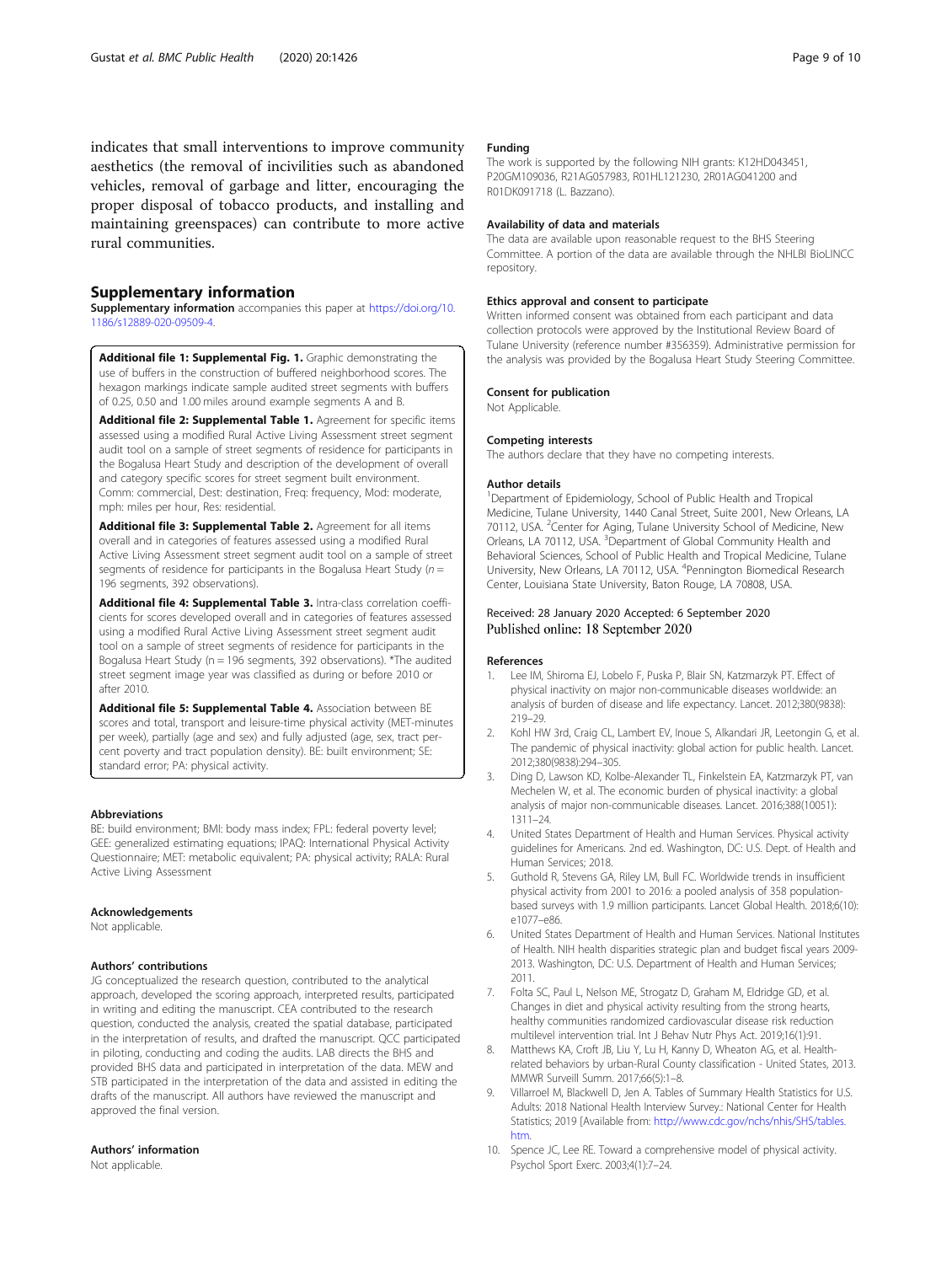indicates that small interventions to improve community aesthetics (the removal of incivilities such as abandoned vehicles, removal of garbage and litter, encouraging the proper disposal of tobacco products, and installing and maintaining greenspaces) can contribute to more active rural communities.

## Supplementary information

**Supplementary information** accompanies this paper at https://doi.org/10.1186/s12889-020-09509-4.

**Additional file 1: Supplemental Fig. 1.** Graphic demonstrating the use of buffers in the construction of buffered neighborhood scores. The hexagon markings indicate sample audited street segments with buffers of 0.25, 0.50 and 1.00 miles around example segments A and B.

**Additional file 2: Supplemental Table 1.** Agreement for specific items assessed using a modified Rural Active Living Assessment street segment audit tool on a sample of street segments of residence for participants in the Bogalusa Heart Study and description of the development of overall and category specific scores for street segment built environment. Comm: commercial, Dest: destination, Freq: frequency, Mod: moderate, mph: miles per hour, Res: residential.

**Additional file 3: Supplemental Table 2.** Agreement for all items overall and in categories of features assessed using a modified Rural Active Living Assessment street segment audit tool on a sample of street segments of residence for participants in the Bogalusa Heart Study ($n$ = 196 segments, 392 observations).

**Additional file 4: Supplemental Table 3.** Intra-class correlation coefficients for scores developed overall and in categories of features assessed using a modified Rural Active Living Assessment street segment audit tool on a sample of street segments of residence for participants in the Bogalusa Heart Study (n = 196 segments, 392 observations). *The audited street segment image year was classified as during or before 2010 or after 2010.

**Additional file 5: Supplemental Table 4.** Association between BE scores and total, transport and leisure-time physical activity (MET-minutes per week), partially (age and sex) and fully adjusted (age, sex, tract percent poverty and tract population density). BE: built environment; SE: standard error; PA: physical activity.

### Abbreviations

BE: build environment; BMI: body mass index; FPL: federal poverty level; GEE: generalized estimating equations; IPAQ: International Physical Activity Questionnaire; MET: metabolic equivalent; PA: physical activity; RALA: Rural Active Living Assessment

### Acknowledgements

Not applicable.

### Authors' contributions

JG conceptualized the research question, contributed to the analytical approach, developed the scoring approach, interpreted results, participated in writing and editing the manuscript. CEA contributed to the research question, conducted the analysis, created the spatial database, participated in the interpretation of results, and drafted the manuscript. QCC participated in piloting, conducting and coding the audits. LAB directs the BHS and provided BHS data and participated in interpretation of the data. MEW and STB participated in the interpretation of the data and assisted in editing the drafts of the manuscript. All authors have reviewed the manuscript and approved the final version.

### Authors' information

Not applicable.

### Funding

The work is supported by the following NIH grants: K12HD043451, P20GM109036, R21AG057983, R01HL121230, 2R01AG041200 and R01DK091718 (L. Bazzano).

### Availability of data and materials

The data are available upon reasonable request to the BHS Steering Committee. A portion of the data are available through the NHLBI BioLINCC repository.

### Ethics approval and consent to participate

Written informed consent was obtained from each participant and data collection protocols were approved by the Institutional Review Board of Tulane University (reference number #356359). Administrative permission for the analysis was provided by the Bogalusa Heart Study Steering Committee.

### Consent for publication

Not Applicable.

### Competing interests

The authors declare that they have no competing interests.

### Author details

[1]Department of Epidemiology, School of Public Health and Tropical Medicine, Tulane University, 1440 Canal Street, Suite 2001, New Orleans, LA 70112, USA. [2]Center for Aging, Tulane University School of Medicine, New Orleans, LA 70112, USA. [3]Department of Global Community Health and Behavioral Sciences, School of Public Health and Tropical Medicine, Tulane University, New Orleans, LA 70112, USA. [4]Pennington Biomedical Research Center, Louisiana State University, Baton Rouge, LA 70808, USA.

Received: 28 January 2020 Accepted: 6 September 2020
Published online: 18 September 2020

### References

1. Lee IM, Shiroma EJ, Lobelo F, Puska P, Blair SN, Katzmarzyk PT. Effect of physical inactivity on major non-communicable diseases worldwide: an analysis of burden of disease and life expectancy. Lancet. 2012;380(9838):219–29.
2. Kohl HW 3rd, Craig CL, Lambert EV, Inoue S, Alkandari JR, Leetongin G, et al. The pandemic of physical inactivity: global action for public health. Lancet. 2012;380(9838):294–305.
3. Ding D, Lawson KD, Kolbe-Alexander TL, Finkelstein EA, Katzmarzyk PT, van Mechelen W, et al. The economic burden of physical inactivity: a global analysis of major non-communicable diseases. Lancet. 2016;388(10051):1311–24.
4. United States Department of Health and Human Services. Physical activity guidelines for Americans. 2nd ed. Washington, DC: U.S. Dept. of Health and Human Services; 2018.
5. Guthold R, Stevens GA, Riley LM, Bull FC. Worldwide trends in insufficient physical activity from 2001 to 2016: a pooled analysis of 358 population-based surveys with 1.9 million participants. Lancet Global Health. 2018;6(10):e1077–e86.
6. United States Department of Health and Human Services. National Institutes of Health. NIH health disparities strategic plan and budget fiscal years 2009-2013. Washington, DC: U.S. Department of Health and Human Services; 2011.
7. Folta SC, Paul L, Nelson ME, Strogatz D, Graham M, Eldridge GD, et al. Changes in diet and physical activity resulting from the strong hearts, healthy communities randomized cardiovascular disease risk reduction multilevel intervention trial. Int J Behav Nutr Phys Act. 2019;16(1):91.
8. Matthews KA, Croft JB, Liu Y, Lu H, Kanny D, Wheaton AG, et al. Health-related behaviors by urban-Rural County classification - United States, 2013. MMWR Surveill Summ. 2017;66(5):1–8.
9. Villarroel M, Blackwell D, Jen A. Tables of Summary Health Statistics for U.S. Adults: 2018 National Health Interview Survey.: National Center for Health Statistics; 2019 [Available from: http://www.cdc.gov/nchs/nhis/SHS/tables.htm.
10. Spence JC, Lee RE. Toward a comprehensive model of physical activity. Psychol Sport Exerc. 2003;4(1):7–24.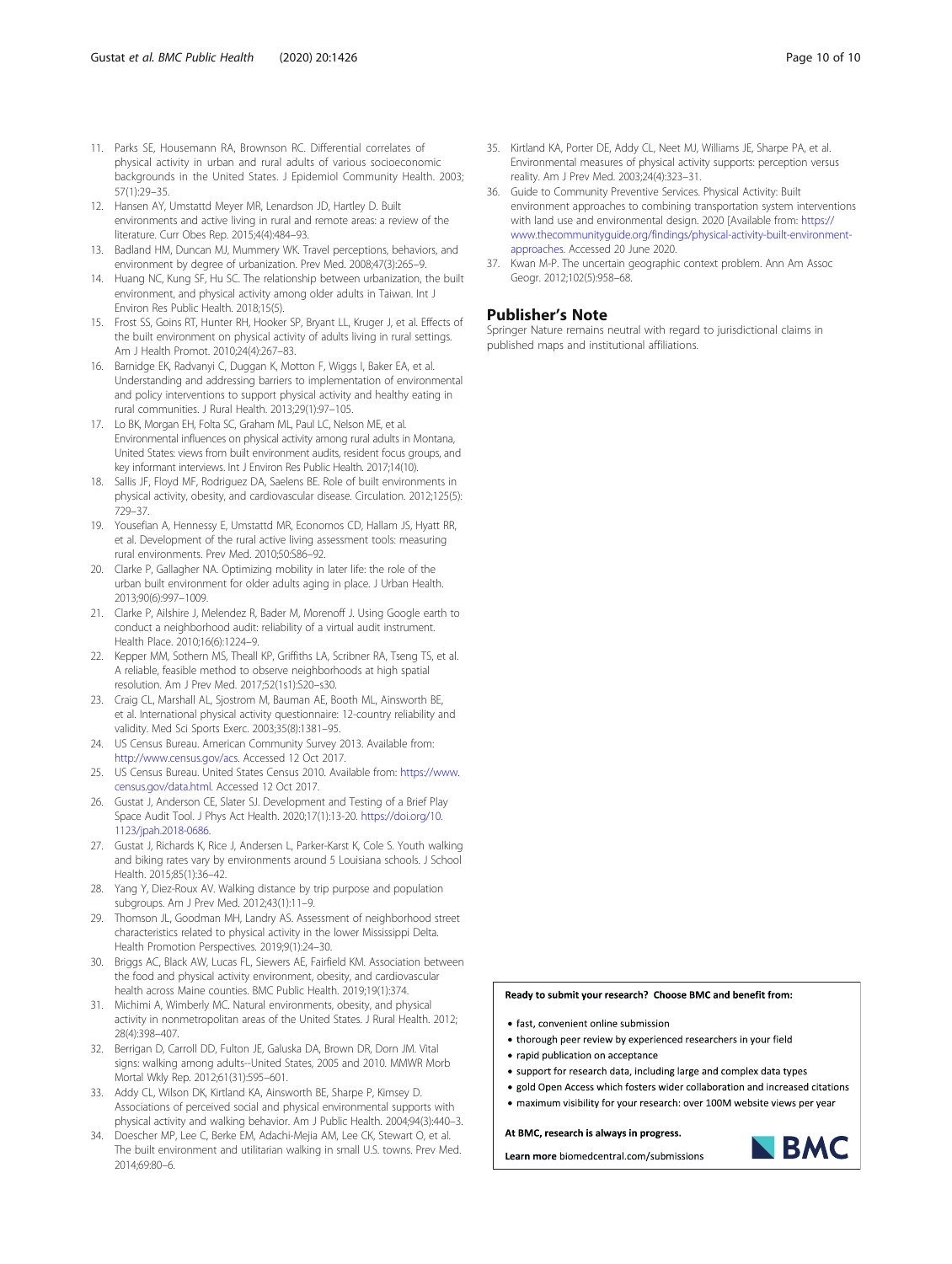11. Parks SE, Housemann RA, Brownson RC. Differential correlates of physical activity in urban and rural adults of various socioeconomic backgrounds in the United States. J Epidemiol Community Health. 2003; 57(1):29–35.
12. Hansen AY, Umstattd Meyer MR, Lenardson JD, Hartley D. Built environments and active living in rural and remote areas: a review of the literature. Curr Obes Rep. 2015;4(4):484–93.
13. Badland HM, Duncan MJ, Mummery WK. Travel perceptions, behaviors, and environment by degree of urbanization. Prev Med. 2008;47(3):265–9.
14. Huang NC, Kung SF, Hu SC. The relationship between urbanization, the built environment, and physical activity among older adults in Taiwan. Int J Environ Res Public Health. 2018;15(5).
15. Frost SS, Goins RT, Hunter RH, Hooker SP, Bryant LL, Kruger J, et al. Effects of the built environment on physical activity of adults living in rural settings. Am J Health Promot. 2010;24(4):267–83.
16. Barnidge EK, Radvanyi C, Duggan K, Motton F, Wiggs I, Baker EA, et al. Understanding and addressing barriers to implementation of environmental and policy interventions to support physical activity and healthy eating in rural communities. J Rural Health. 2013;29(1):97–105.
17. Lo BK, Morgan EH, Folta SC, Graham ML, Paul LC, Nelson ME, et al. Environmental influences on physical activity among rural adults in Montana, United States: views from built environment audits, resident focus groups, and key informant interviews. Int J Environ Res Public Health. 2017;14(10).
18. Sallis JF, Floyd MF, Rodriguez DA, Saelens BE. Role of built environments in physical activity, obesity, and cardiovascular disease. Circulation. 2012;125(5): 729–37.
19. Yousefian A, Hennessy E, Umstattd MR, Economos CD, Hallam JS, Hyatt RR, et al. Development of the rural active living assessment tools: measuring rural environments. Prev Med. 2010;50:S86–92.
20. Clarke P, Gallagher NA. Optimizing mobility in later life: the role of the urban built environment for older adults aging in place. J Urban Health. 2013;90(6):997–1009.
21. Clarke P, Ailshire J, Melendez R, Bader M, Morenoff J. Using Google earth to conduct a neighborhood audit: reliability of a virtual audit instrument. Health Place. 2010;16(6):1224–9.
22. Kepper MM, Sothern MS, Theall KP, Griffiths LA, Scribner RA, Tseng TS, et al. A reliable, feasible method to observe neighborhoods at high spatial resolution. Am J Prev Med. 2017;52(1s1):S20–s30.
23. Craig CL, Marshall AL, Sjostrom M, Bauman AE, Booth ML, Ainsworth BE, et al. International physical activity questionnaire: 12-country reliability and validity. Med Sci Sports Exerc. 2003;35(8):1381–95.
24. US Census Bureau. American Community Survey 2013. Available from: http://www.census.gov/acs. Accessed 12 Oct 2017.
25. US Census Bureau. United States Census 2010. Available from: https://www.census.gov/data.html. Accessed 12 Oct 2017.
26. Gustat J, Anderson CE, Slater SJ. Development and Testing of a Brief Play Space Audit Tool. J Phys Act Health. 2020;17(1):13-20. https://doi.org/10.1123/jpah.2018-0686.
27. Gustat J, Richards K, Rice J, Andersen L, Parker-Karst K, Cole S. Youth walking and biking rates vary by environments around 5 Louisiana schools. J School Health. 2015;85(1):36–42.
28. Yang Y, Diez-Roux AV. Walking distance by trip purpose and population subgroups. Am J Prev Med. 2012;43(1):11–9.
29. Thomson JL, Goodman MH, Landry AS. Assessment of neighborhood street characteristics related to physical activity in the lower Mississippi Delta. Health Promotion Perspectives. 2019;9(1):24–30.
30. Briggs AC, Black AW, Lucas FL, Siewers AE, Fairfield KM. Association between the food and physical activity environment, obesity, and cardiovascular health across Maine counties. BMC Public Health. 2019;19(1):374.
31. Michimi A, Wimberly MC. Natural environments, obesity, and physical activity in nonmetropolitan areas of the United States. J Rural Health. 2012; 28(4):398–407.
32. Berrigan D, Carroll DD, Fulton JE, Galuska DA, Brown DR, Dorn JM. Vital signs: walking among adults--United States, 2005 and 2010. MMWR Morb Mortal Wkly Rep. 2012;61(31):595–601.
33. Addy CL, Wilson DK, Kirtland KA, Ainsworth BE, Sharpe P, Kimsey D. Associations of perceived social and physical environmental supports with physical activity and walking behavior. Am J Public Health. 2004;94(3):440–3.
34. Doescher MP, Lee C, Berke EM, Adachi-Mejia AM, Lee CK, Stewart O, et al. The built environment and utilitarian walking in small U.S. towns. Prev Med. 2014;69:80–6.
35. Kirtland KA, Porter DE, Addy CL, Neet MJ, Williams JE, Sharpe PA, et al. Environmental measures of physical activity supports: perception versus reality. Am J Prev Med. 2003;24(4):323–31.
36. Guide to Community Preventive Services. Physical Activity: Built environment approaches to combining transportation system interventions with land use and environmental design. 2020 [Available from: https://www.thecommunityguide.org/findings/physical-activity-built-environment-approaches. Accessed 20 June 2020.
37. Kwan M-P. The uncertain geographic context problem. Ann Am Assoc Geogr. 2012;102(5):958–68.

## Publisher's Note

Springer Nature remains neutral with regard to jurisdictional claims in published maps and institutional affiliations.

**Ready to submit your research? Choose BMC and benefit from:**

- fast, convenient online submission
- thorough peer review by experienced researchers in your field
- rapid publication on acceptance
- support for research data, including large and complex data types
- gold Open Access which fosters wider collaboration and increased citations
- maximum visibility for your research: over 100M website views per year

**At BMC, research is always in progress.**

**Learn more** biomedcentral.com/submissions

BMC